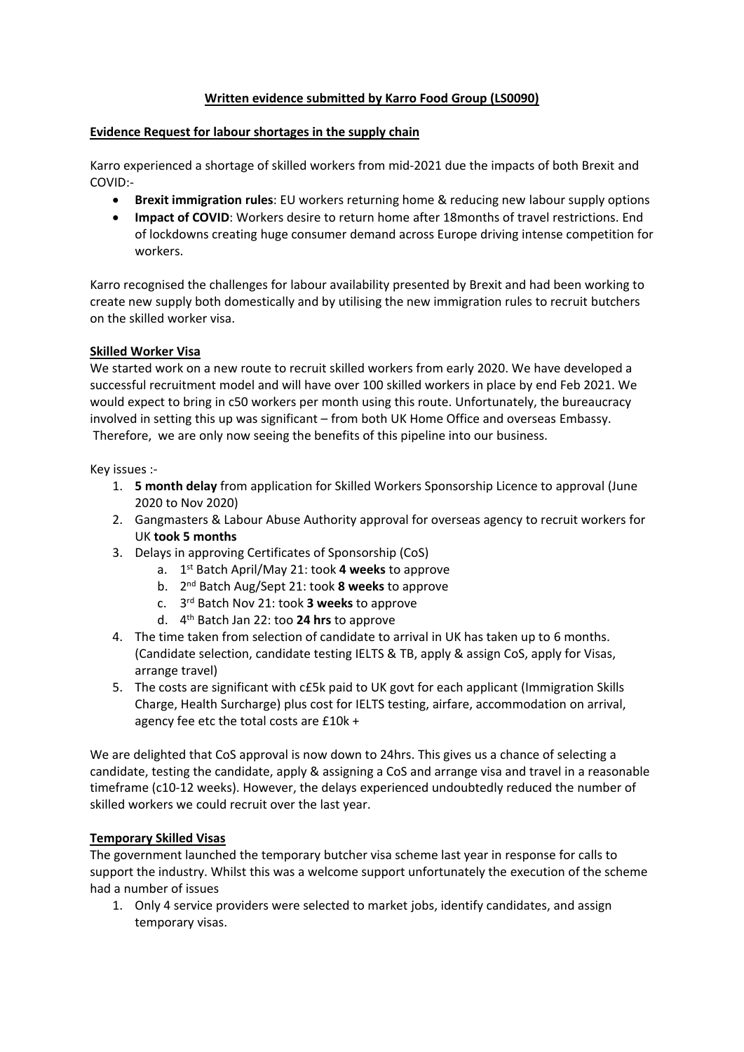**Written evidence submitted by Karro Food Group (LS0090)**

**Evidence Request for labour shortages in the supply chain**

Karro experienced a shortage of skilled workers from mid-2021 due the impacts of both Brexit and COVID:-

- **Brexit immigration rules**: EU workers returning home & reducing new labour supply options
- **Impact of COVID**: Workers desire to return home after 18months of travel restrictions. End of lockdowns creating huge consumer demand across Europe driving intense competition for workers.

Karro recognised the challenges for labour availability presented by Brexit and had been working to create new supply both domestically and by utilising the new immigration rules to recruit butchers on the skilled worker visa.

**Skilled Worker Visa**

We started work on a new route to recruit skilled workers from early 2020. We have developed a successful recruitment model and will have over 100 skilled workers in place by end Feb 2021. We would expect to bring in c50 workers per month using this route. Unfortunately, the bureaucracy involved in setting this up was significant – from both UK Home Office and overseas Embassy. Therefore, we are only now seeing the benefits of this pipeline into our business.

Key issues :-

1. **5 month delay** from application for Skilled Workers Sponsorship Licence to approval (June 2020 to Nov 2020)
2. Gangmasters & Labour Abuse Authority approval for overseas agency to recruit workers for UK **took 5 months**
3. Delays in approving Certificates of Sponsorship (CoS)
   a. 1st Batch April/May 21: took **4 weeks** to approve
   b. 2nd Batch Aug/Sept 21: took **8 weeks** to approve
   c. 3rd Batch Nov 21: took **3 weeks** to approve
   d. 4th Batch Jan 22: too **24 hrs** to approve
4. The time taken from selection of candidate to arrival in UK has taken up to 6 months. (Candidate selection, candidate testing IELTS & TB, apply & assign CoS, apply for Visas, arrange travel)
5. The costs are significant with c£5k paid to UK govt for each applicant (Immigration Skills Charge, Health Surcharge) plus cost for IELTS testing, airfare, accommodation on arrival, agency fee etc the total costs are £10k +

We are delighted that CoS approval is now down to 24hrs. This gives us a chance of selecting a candidate, testing the candidate, apply & assigning a CoS and arrange visa and travel in a reasonable timeframe (c10-12 weeks). However, the delays experienced undoubtedly reduced the number of skilled workers we could recruit over the last year.

**Temporary Skilled Visas**

The government launched the temporary butcher visa scheme last year in response for calls to support the industry. Whilst this was a welcome support unfortunately the execution of the scheme had a number of issues

1. Only 4 service providers were selected to market jobs, identify candidates, and assign temporary visas.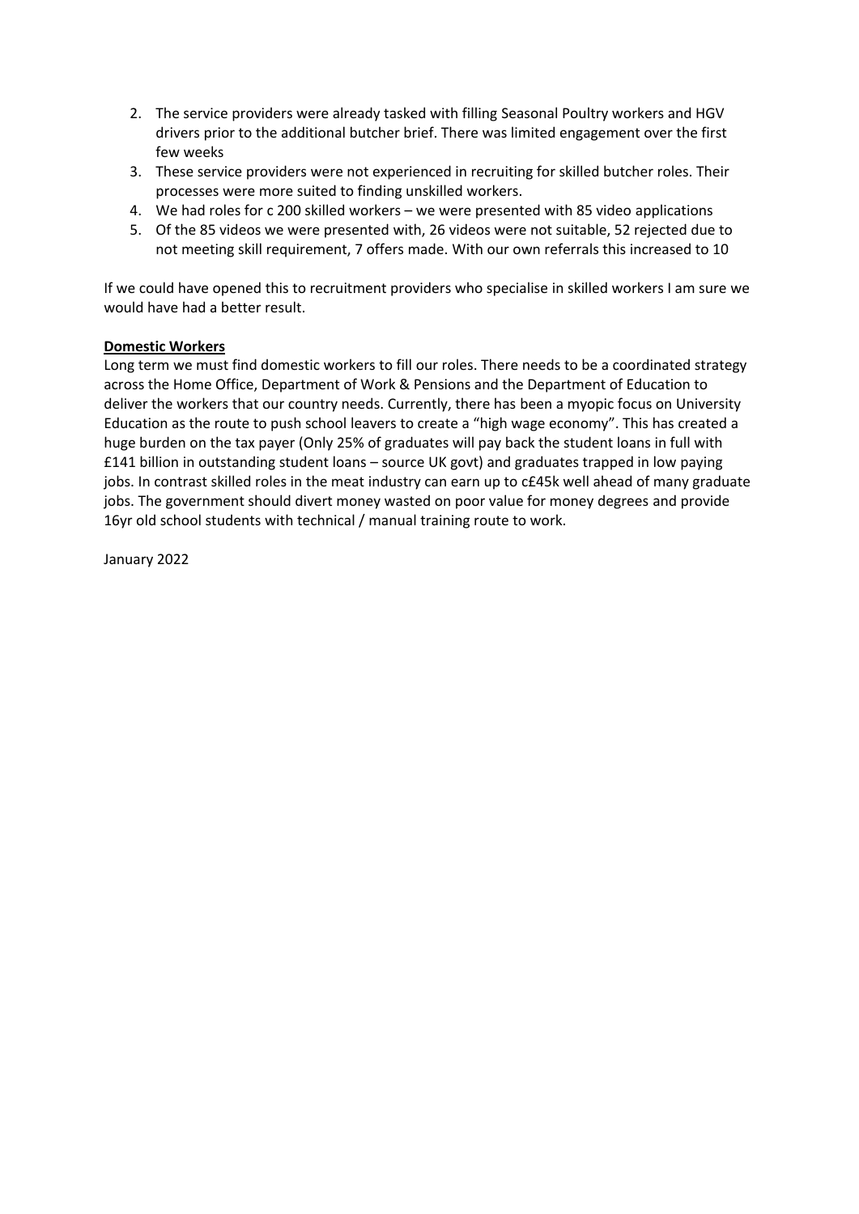2. The service providers were already tasked with filling Seasonal Poultry workers and HGV drivers prior to the additional butcher brief. There was limited engagement over the first few weeks
3. These service providers were not experienced in recruiting for skilled butcher roles. Their processes were more suited to finding unskilled workers.
4. We had roles for c 200 skilled workers – we were presented with 85 video applications
5. Of the 85 videos we were presented with, 26 videos were not suitable, 52 rejected due to not meeting skill requirement, 7 offers made. With our own referrals this increased to 10

If we could have opened this to recruitment providers who specialise in skilled workers I am sure we would have had a better result.

**Domestic Workers**

Long term we must find domestic workers to fill our roles. There needs to be a coordinated strategy across the Home Office, Department of Work & Pensions and the Department of Education to deliver the workers that our country needs. Currently, there has been a myopic focus on University Education as the route to push school leavers to create a "high wage economy". This has created a huge burden on the tax payer (Only 25% of graduates will pay back the student loans in full with £141 billion in outstanding student loans – source UK govt) and graduates trapped in low paying jobs. In contrast skilled roles in the meat industry can earn up to c£45k well ahead of many graduate jobs. The government should divert money wasted on poor value for money degrees and provide 16yr old school students with technical / manual training route to work.

January 2022